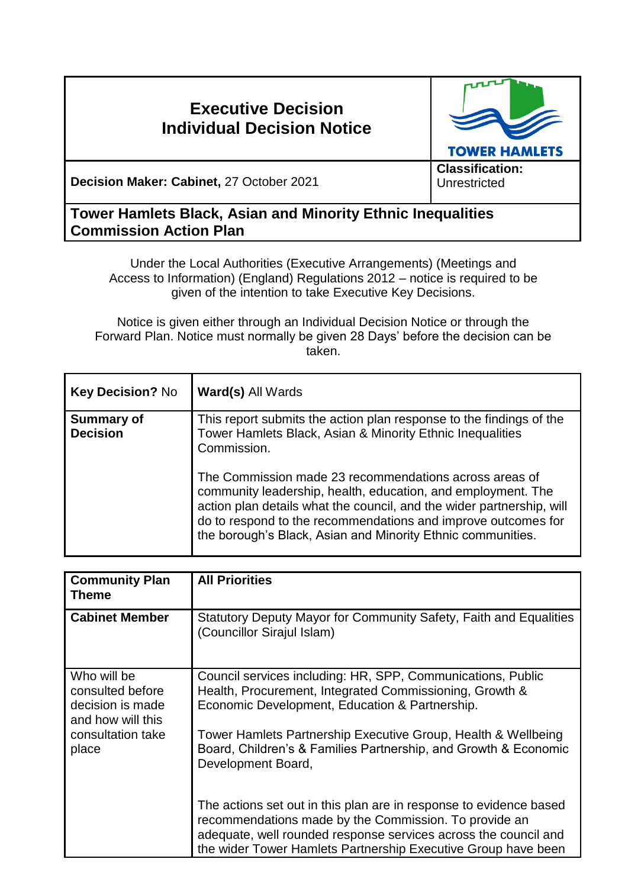# Executive Decision
# Individual Decision Notice

**Decision Maker: Cabinet,** 27 October 2021

**Classification:** Unrestricted

## Tower Hamlets Black, Asian and Minority Ethnic Inequalities Commission Action Plan

Under the Local Authorities (Executive Arrangements) (Meetings and Access to Information) (England) Regulations 2012 – notice is required to be given of the intention to take Executive Key Decisions.

Notice is given either through an Individual Decision Notice or through the Forward Plan. Notice must normally be given 28 Days' before the decision can be taken.

| **Key Decision?** No | **Ward(s)** All Wards |
|---|---|
| **Summary of Decision** | This report submits the action plan response to the findings of the Tower Hamlets Black, Asian & Minority Ethnic Inequalities Commission.<br><br>The Commission made 23 recommendations across areas of community leadership, health, education, and employment. The action plan details what the council, and the wider partnership, will do to respond to the recommendations and improve outcomes for the borough's Black, Asian and Minority Ethnic communities. |

| **Community Plan Theme** | **All Priorities** |
|---|---|
| **Cabinet Member** | Statutory Deputy Mayor for Community Safety, Faith and Equalities (Councillor Sirajul Islam) |
| Who will be consulted before decision is made and how will this consultation take place | Council services including: HR, SPP, Communications, Public Health, Procurement, Integrated Commissioning, Growth & Economic Development, Education & Partnership.<br><br>Tower Hamlets Partnership Executive Group, Health & Wellbeing Board, Children's & Families Partnership, and Growth & Economic Development Board,<br><br>The actions set out in this plan are in response to evidence based recommendations made by the Commission. To provide an adequate, well rounded response services across the council and the wider Tower Hamlets Partnership Executive Group have been |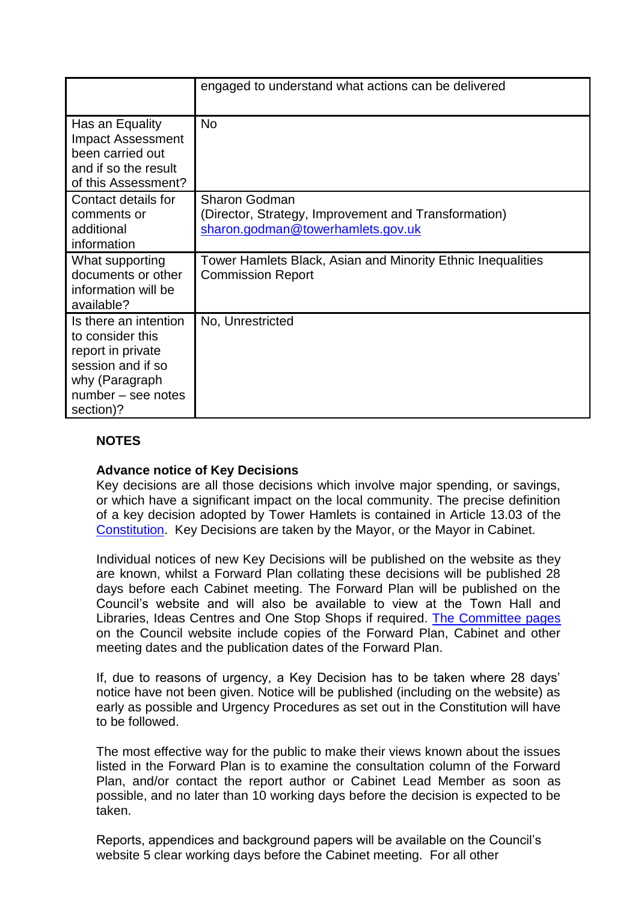| | |
|---|---|
| | engaged to understand what actions can be delivered |
| Has an Equality Impact Assessment been carried out and if so the result of this Assessment? | No |
| Contact details for comments or additional information | Sharon Godman<br>(Director, Strategy, Improvement and Transformation)<br>sharon.godman@towerhamlets.gov.uk |
| What supporting documents or other information will be available? | Tower Hamlets Black, Asian and Minority Ethnic Inequalities Commission Report |
| Is there an intention to consider this report in private session and if so why (Paragraph number – see notes section)? | No, Unrestricted |

**NOTES**

**Advance notice of Key Decisions**

Key decisions are all those decisions which involve major spending, or savings, or which have a significant impact on the local community. The precise definition of a key decision adopted by Tower Hamlets is contained in Article 13.03 of the Constitution. Key Decisions are taken by the Mayor, or the Mayor in Cabinet.

Individual notices of new Key Decisions will be published on the website as they are known, whilst a Forward Plan collating these decisions will be published 28 days before each Cabinet meeting. The Forward Plan will be published on the Council's website and will also be available to view at the Town Hall and Libraries, Ideas Centres and One Stop Shops if required. The Committee pages on the Council website include copies of the Forward Plan, Cabinet and other meeting dates and the publication dates of the Forward Plan.

If, due to reasons of urgency, a Key Decision has to be taken where 28 days' notice have not been given. Notice will be published (including on the website) as early as possible and Urgency Procedures as set out in the Constitution will have to be followed.

The most effective way for the public to make their views known about the issues listed in the Forward Plan is to examine the consultation column of the Forward Plan, and/or contact the report author or Cabinet Lead Member as soon as possible, and no later than 10 working days before the decision is expected to be taken.

Reports, appendices and background papers will be available on the Council's website 5 clear working days before the Cabinet meeting. For all other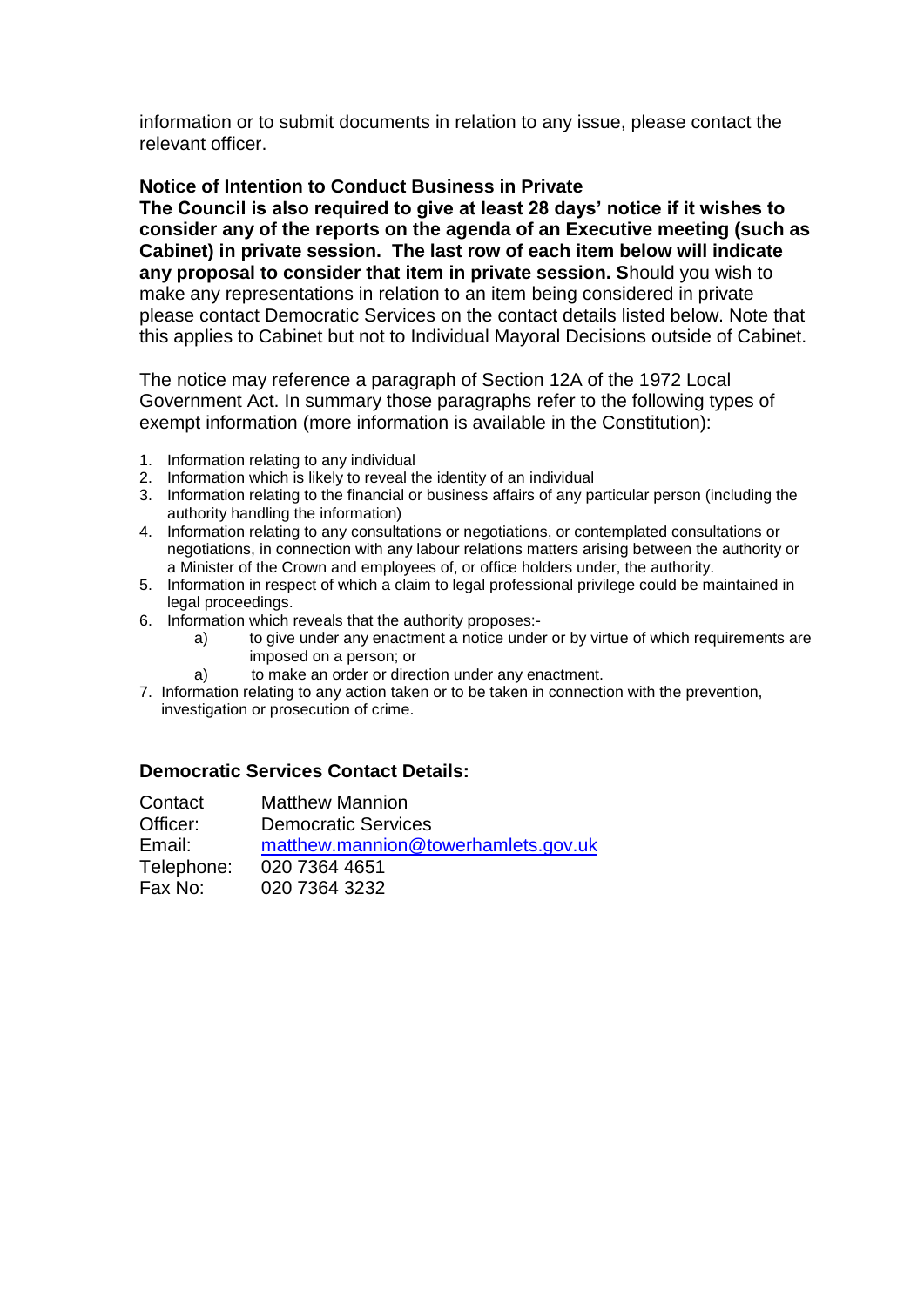information or to submit documents in relation to any issue, please contact the relevant officer.

**Notice of Intention to Conduct Business in Private**

**The Council is also required to give at least 28 days' notice if it wishes to consider any of the reports on the agenda of an Executive meeting (such as Cabinet) in private session. The last row of each item below will indicate any proposal to consider that item in private session. S**hould you wish to make any representations in relation to an item being considered in private please contact Democratic Services on the contact details listed below. Note that this applies to Cabinet but not to Individual Mayoral Decisions outside of Cabinet.

The notice may reference a paragraph of Section 12A of the 1972 Local Government Act. In summary those paragraphs refer to the following types of exempt information (more information is available in the Constitution):

1. Information relating to any individual
2. Information which is likely to reveal the identity of an individual
3. Information relating to the financial or business affairs of any particular person (including the authority handling the information)
4. Information relating to any consultations or negotiations, or contemplated consultations or negotiations, in connection with any labour relations matters arising between the authority or a Minister of the Crown and employees of, or office holders under, the authority.
5. Information in respect of which a claim to legal professional privilege could be maintained in legal proceedings.
6. Information which reveals that the authority proposes:-
   a) to give under any enactment a notice under or by virtue of which requirements are imposed on a person; or
   a) to make an order or direction under any enactment.
7. Information relating to any action taken or to be taken in connection with the prevention, investigation or prosecution of crime.

**Democratic Services Contact Details:**

| | |
|---|---|
| Contact | Matthew Mannion |
| Officer: | Democratic Services |
| Email: | matthew.mannion@towerhamlets.gov.uk |
| Telephone: | 020 7364 4651 |
| Fax No: | 020 7364 3232 |